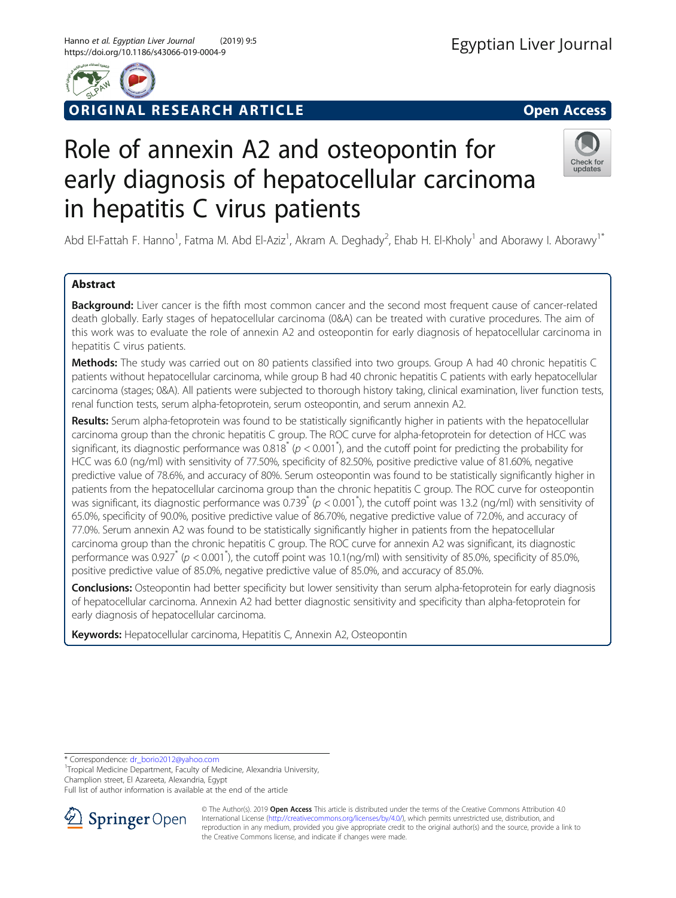ORIGINAL RESEARCH ARTICLE

Open Access

# Role of annexin A2 and osteopontin for early diagnosis of hepatocellular carcinoma in hepatitis C virus patients

Abd El-Fattah F. Hanno[1], Fatma M. Abd El-Aziz[1], Akram A. Deghady[2], Ehab H. El-Kholy[1] and Aborawy I. Aborawy[1*]

## Abstract

**Background:** Liver cancer is the fifth most common cancer and the second most frequent cause of cancer-related death globally. Early stages of hepatocellular carcinoma (0&A) can be treated with curative procedures. The aim of this work was to evaluate the role of annexin A2 and osteopontin for early diagnosis of hepatocellular carcinoma in hepatitis C virus patients.

**Methods:** The study was carried out on 80 patients classified into two groups. Group A had 40 chronic hepatitis C patients without hepatocellular carcinoma, while group B had 40 chronic hepatitis C patients with early hepatocellular carcinoma (stages; 0&A). All patients were subjected to thorough history taking, clinical examination, liver function tests, renal function tests, serum alpha-fetoprotein, serum osteopontin, and serum annexin A2.

**Results:** Serum alpha-fetoprotein was found to be statistically significantly higher in patients with the hepatocellular carcinoma group than the chronic hepatitis C group. The ROC curve for alpha-fetoprotein for detection of HCC was significant, its diagnostic performance was 0.818* ($p < 0.001$*), and the cutoff point for predicting the probability for HCC was 6.0 (ng/ml) with sensitivity of 77.50%, specificity of 82.50%, positive predictive value of 81.60%, negative predictive value of 78.6%, and accuracy of 80%. Serum osteopontin was found to be statistically significantly higher in patients from the hepatocellular carcinoma group than the chronic hepatitis C group. The ROC curve for osteopontin was significant, its diagnostic performance was 0.739* ($p < 0.001$*), the cutoff point was 13.2 (ng/ml) with sensitivity of 65.0%, specificity of 90.0%, positive predictive value of 86.70%, negative predictive value of 72.0%, and accuracy of 77.0%. Serum annexin A2 was found to be statistically significantly higher in patients from the hepatocellular carcinoma group than the chronic hepatitis C group. The ROC curve for annexin A2 was significant, its diagnostic performance was 0.927* ($p < 0.001$*), the cutoff point was 10.1(ng/ml) with sensitivity of 85.0%, specificity of 85.0%, positive predictive value of 85.0%, negative predictive value of 85.0%, and accuracy of 85.0%.

**Conclusions:** Osteopontin had better specificity but lower sensitivity than serum alpha-fetoprotein for early diagnosis of hepatocellular carcinoma. Annexin A2 had better diagnostic sensitivity and specificity than alpha-fetoprotein for early diagnosis of hepatocellular carcinoma.

**Keywords:** Hepatocellular carcinoma, Hepatitis C, Annexin A2, Osteopontin

\* Correspondence: dr_borio2012@yahoo.com

[1]Tropical Medicine Department, Faculty of Medicine, Alexandria University, Champlion street, El Azareeta, Alexandria, Egypt

Full list of author information is available at the end of the article

© The Author(s). 2019 **Open Access** This article is distributed under the terms of the Creative Commons Attribution 4.0 International License (http://creativecommons.org/licenses/by/4.0/), which permits unrestricted use, distribution, and reproduction in any medium, provided you give appropriate credit to the original author(s) and the source, provide a link to the Creative Commons license, and indicate if changes were made.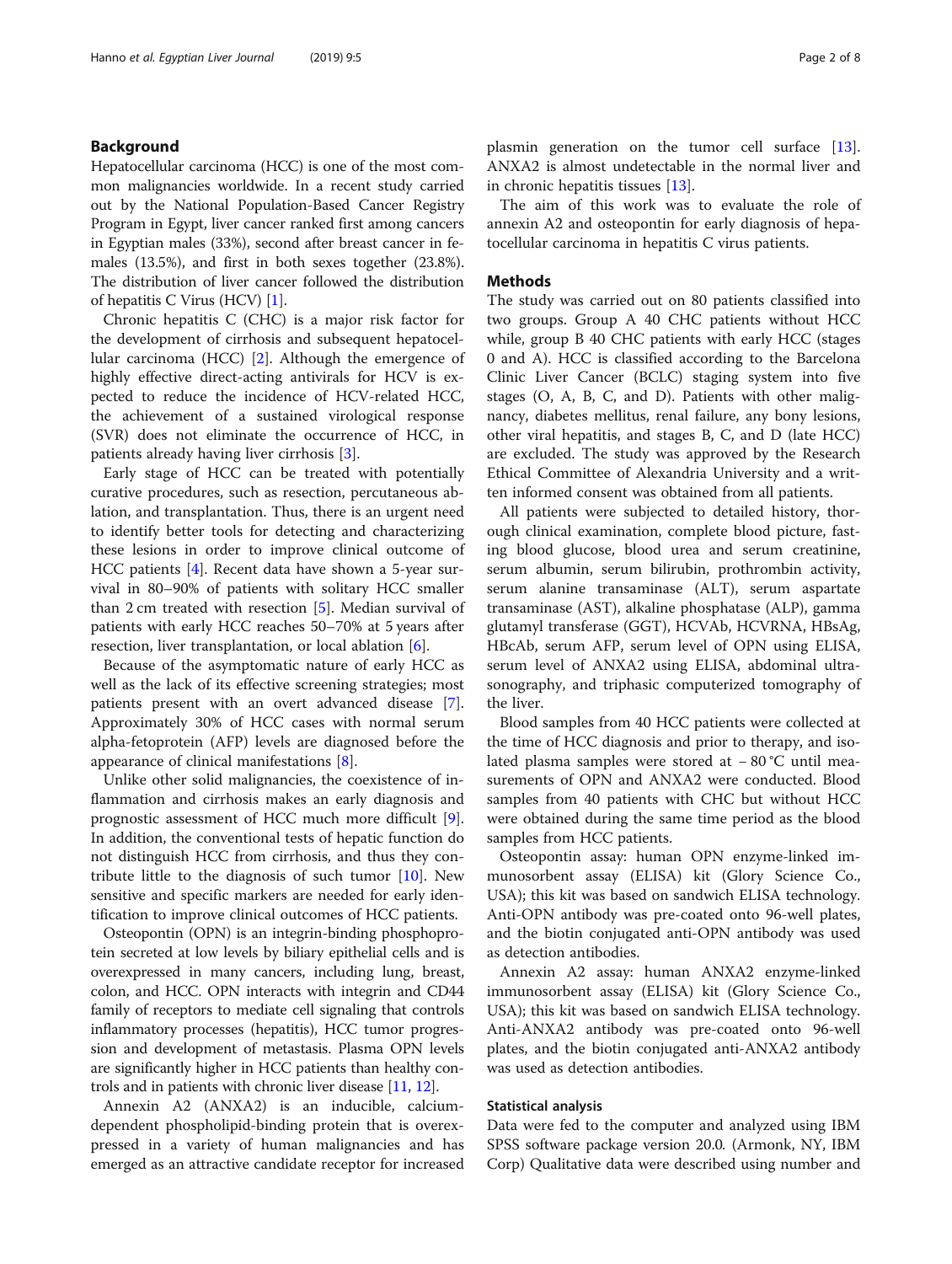## Background

Hepatocellular carcinoma (HCC) is one of the most common malignancies worldwide. In a recent study carried out by the National Population-Based Cancer Registry Program in Egypt, liver cancer ranked first among cancers in Egyptian males (33%), second after breast cancer in females (13.5%), and first in both sexes together (23.8%). The distribution of liver cancer followed the distribution of hepatitis C Virus (HCV) [1].

Chronic hepatitis C (CHC) is a major risk factor for the development of cirrhosis and subsequent hepatocellular carcinoma (HCC) [2]. Although the emergence of highly effective direct-acting antivirals for HCV is expected to reduce the incidence of HCV-related HCC, the achievement of a sustained virological response (SVR) does not eliminate the occurrence of HCC, in patients already having liver cirrhosis [3].

Early stage of HCC can be treated with potentially curative procedures, such as resection, percutaneous ablation, and transplantation. Thus, there is an urgent need to identify better tools for detecting and characterizing these lesions in order to improve clinical outcome of HCC patients [4]. Recent data have shown a 5-year survival in 80–90% of patients with solitary HCC smaller than 2 cm treated with resection [5]. Median survival of patients with early HCC reaches 50–70% at 5 years after resection, liver transplantation, or local ablation [6].

Because of the asymptomatic nature of early HCC as well as the lack of its effective screening strategies; most patients present with an overt advanced disease [7]. Approximately 30% of HCC cases with normal serum alpha-fetoprotein (AFP) levels are diagnosed before the appearance of clinical manifestations [8].

Unlike other solid malignancies, the coexistence of inflammation and cirrhosis makes an early diagnosis and prognostic assessment of HCC much more difficult [9]. In addition, the conventional tests of hepatic function do not distinguish HCC from cirrhosis, and thus they contribute little to the diagnosis of such tumor [10]. New sensitive and specific markers are needed for early identification to improve clinical outcomes of HCC patients.

Osteopontin (OPN) is an integrin-binding phosphoprotein secreted at low levels by biliary epithelial cells and is overexpressed in many cancers, including lung, breast, colon, and HCC. OPN interacts with integrin and CD44 family of receptors to mediate cell signaling that controls inflammatory processes (hepatitis), HCC tumor progression and development of metastasis. Plasma OPN levels are significantly higher in HCC patients than healthy controls and in patients with chronic liver disease [11, 12].

Annexin A2 (ANXA2) is an inducible, calcium-dependent phospholipid-binding protein that is overexpressed in a variety of human malignancies and has emerged as an attractive candidate receptor for increased plasmin generation on the tumor cell surface [13]. ANXA2 is almost undetectable in the normal liver and in chronic hepatitis tissues [13].

The aim of this work was to evaluate the role of annexin A2 and osteopontin for early diagnosis of hepatocellular carcinoma in hepatitis C virus patients.

## Methods

The study was carried out on 80 patients classified into two groups. Group A 40 CHC patients without HCC while, group B 40 CHC patients with early HCC (stages 0 and A). HCC is classified according to the Barcelona Clinic Liver Cancer (BCLC) staging system into five stages (O, A, B, C, and D). Patients with other malignancy, diabetes mellitus, renal failure, any bony lesions, other viral hepatitis, and stages B, C, and D (late HCC) are excluded. The study was approved by the Research Ethical Committee of Alexandria University and a written informed consent was obtained from all patients.

All patients were subjected to detailed history, thorough clinical examination, complete blood picture, fasting blood glucose, blood urea and serum creatinine, serum albumin, serum bilirubin, prothrombin activity, serum alanine transaminase (ALT), serum aspartate transaminase (AST), alkaline phosphatase (ALP), gamma glutamyl transferase (GGT), HCVAb, HCVRNA, HBsAg, HBcAb, serum AFP, serum level of OPN using ELISA, serum level of ANXA2 using ELISA, abdominal ultrasonography, and triphasic computerized tomography of the liver.

Blood samples from 40 HCC patients were collected at the time of HCC diagnosis and prior to therapy, and isolated plasma samples were stored at − 80 °C until measurements of OPN and ANXA2 were conducted. Blood samples from 40 patients with CHC but without HCC were obtained during the same time period as the blood samples from HCC patients.

Osteopontin assay: human OPN enzyme-linked immunosorbent assay (ELISA) kit (Glory Science Co., USA); this kit was based on sandwich ELISA technology. Anti-OPN antibody was pre-coated onto 96-well plates, and the biotin conjugated anti-OPN antibody was used as detection antibodies.

Annexin A2 assay: human ANXA2 enzyme-linked immunosorbent assay (ELISA) kit (Glory Science Co., USA); this kit was based on sandwich ELISA technology. Anti-ANXA2 antibody was pre-coated onto 96-well plates, and the biotin conjugated anti-ANXA2 antibody was used as detection antibodies.

### Statistical analysis

Data were fed to the computer and analyzed using IBM SPSS software package version 20.0. (Armonk, NY, IBM Corp) Qualitative data were described using number and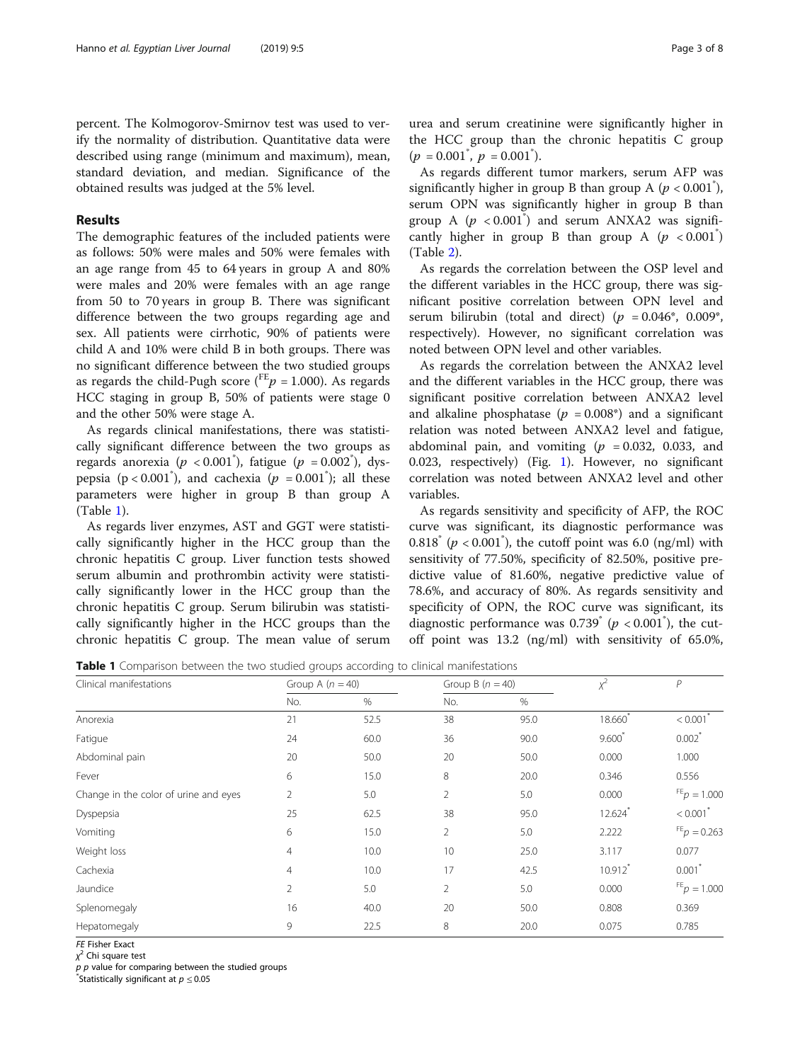percent. The Kolmogorov-Smirnov test was used to verify the normality of distribution. Quantitative data were described using range (minimum and maximum), mean, standard deviation, and median. Significance of the obtained results was judged at the 5% level.

## Results

The demographic features of the included patients were as follows: 50% were males and 50% were females with an age range from 45 to 64 years in group A and 80% were males and 20% were females with an age range from 50 to 70 years in group B. There was significant difference between the two groups regarding age and sex. All patients were cirrhotic, 90% of patients were child A and 10% were child B in both groups. There was no significant difference between the two studied groups as regards the child-Pugh score ($^{FE}p = 1.000$). As regards HCC staging in group B, 50% of patients were stage 0 and the other 50% were stage A.

As regards clinical manifestations, there was statistically significant difference between the two groups as regards anorexia ($p < 0.001^*$), fatigue ($p = 0.002^*$), dyspepsia ($p < 0.001^*$), and cachexia ($p = 0.001^*$); all these parameters were higher in group B than group A (Table 1).

As regards liver enzymes, AST and GGT were statistically significantly higher in the HCC group than the chronic hepatitis C group. Liver function tests showed serum albumin and prothrombin activity were statistically significantly lower in the HCC group than the chronic hepatitis C group. Serum bilirubin was statistically significantly higher in the HCC groups than the chronic hepatitis C group. The mean value of serum urea and serum creatinine were significantly higher in the HCC group than the chronic hepatitis C group ($p = 0.001^*$, $p = 0.001^*$).

As regards different tumor markers, serum AFP was significantly higher in group B than group A ($p < 0.001^*$), serum OPN was significantly higher in group B than group A ($p < 0.001^*$) and serum ANXA2 was significantly higher in group B than group A ($p < 0.001^*$) (Table 2).

As regards the correlation between the OSP level and the different variables in the HCC group, there was significant positive correlation between OPN level and serum bilirubin (total and direct) ($p = 0.046^*$, $0.009^*$, respectively). However, no significant correlation was noted between OPN level and other variables.

As regards the correlation between the ANXA2 level and the different variables in the HCC group, there was significant positive correlation between ANXA2 level and alkaline phosphatase ($p = 0.008^*$) and a significant relation was noted between ANXA2 level and fatigue, abdominal pain, and vomiting ($p = 0.032$, $0.033$, and $0.023$, respectively) (Fig. 1). However, no significant correlation was noted between ANXA2 level and other variables.

As regards sensitivity and specificity of AFP, the ROC curve was significant, its diagnostic performance was $0.818^*$ ($p < 0.001^*$), the cutoff point was 6.0 (ng/ml) with sensitivity of 77.50%, specificity of 82.50%, positive predictive value of 81.60%, negative predictive value of 78.6%, and accuracy of 80%. As regards sensitivity and specificity of OPN, the ROC curve was significant, its diagnostic performance was $0.739^*$ ($p < 0.001^*$), the cutoff point was 13.2 (ng/ml) with sensitivity of 65.0%,

**Table 1** Comparison between the two studied groups according to clinical manifestations

| Clinical manifestations | Group A ($n = 40$) | | Group B ($n = 40$) | | $\chi^2$ | $P$ |
|---|---|---|---|---|---|---|
| | No. | % | No. | % | | |
| Anorexia | 21 | 52.5 | 38 | 95.0 | $18.660^*$ | $< 0.001^*$ |
| Fatigue | 24 | 60.0 | 36 | 90.0 | $9.600^*$ | $0.002^*$ |
| Abdominal pain | 20 | 50.0 | 20 | 50.0 | 0.000 | 1.000 |
| Fever | 6 | 15.0 | 8 | 20.0 | 0.346 | 0.556 |
| Change in the color of urine and eyes | 2 | 5.0 | 2 | 5.0 | 0.000 | $^{FE}p = 1.000$ |
| Dyspepsia | 25 | 62.5 | 38 | 95.0 | $12.624^*$ | $< 0.001^*$ |
| Vomiting | 6 | 15.0 | 2 | 5.0 | 2.222 | $^{FE}p = 0.263$ |
| Weight loss | 4 | 10.0 | 10 | 25.0 | 3.117 | 0.077 |
| Cachexia | 4 | 10.0 | 17 | 42.5 | $10.912^*$ | $0.001^*$ |
| Jaundice | 2 | 5.0 | 2 | 5.0 | 0.000 | $^{FE}p = 1.000$ |
| Splenomegaly | 16 | 40.0 | 20 | 50.0 | 0.808 | 0.369 |
| Hepatomegaly | 9 | 22.5 | 8 | 20.0 | 0.075 | 0.785 |

*FE* Fisher Exact
$\chi^2$ Chi square test
$p$ $p$ value for comparing between the studied groups
*Statistically significant at $p \leq 0.05$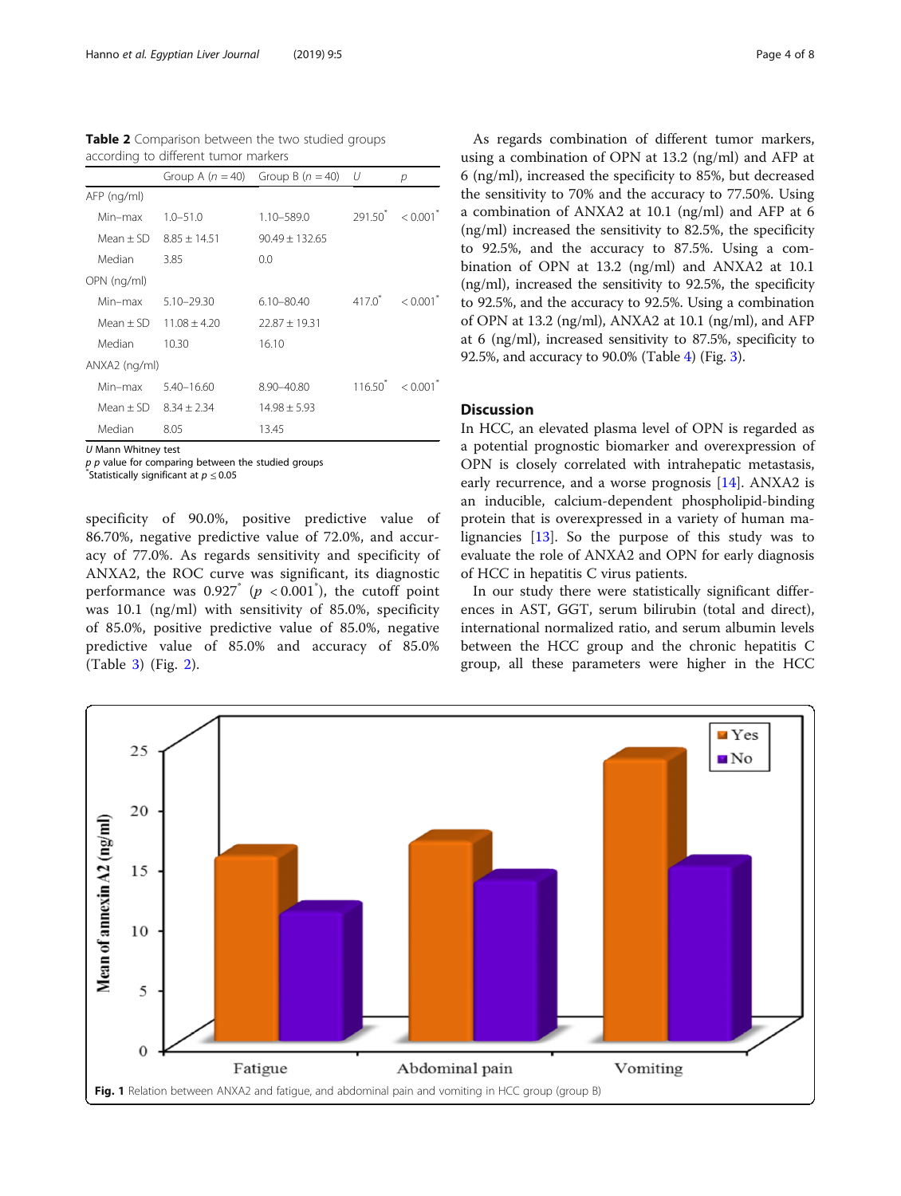**Table 2** Comparison between the two studied groups according to different tumor markers

| | Group A ($n$ = 40) | Group B ($n$ = 40) | $U$ | $p$ |
|---|---|---|---|---|
| AFP (ng/ml) | | | | |
| Min–max | 1.0–51.0 | 1.10–589.0 | 291.50* | < 0.001* |
| Mean ± SD | 8.85 ± 14.51 | 90.49 ± 132.65 | | |
| Median | 3.85 | 0.0 | | |
| OPN (ng/ml) | | | | |
| Min–max | 5.10–29.30 | 6.10–80.40 | 417.0* | < 0.001* |
| Mean ± SD | 11.08 ± 4.20 | 22.87 ± 19.31 | | |
| Median | 10.30 | 16.10 | | |
| ANXA2 (ng/ml) | | | | |
| Min–max | 5.40–16.60 | 8.90–40.80 | 116.50* | < 0.001* |
| Mean ± SD | 8.34 ± 2.34 | 14.98 ± 5.93 | | |
| Median | 8.05 | 13.45 | | |

$U$ Mann Whitney test
$p$ $p$ value for comparing between the studied groups
*Statistically significant at $p \leq 0.05$

specificity of 90.0%, positive predictive value of 86.70%, negative predictive value of 72.0%, and accuracy of 77.0%. As regards sensitivity and specificity of ANXA2, the ROC curve was significant, its diagnostic performance was 0.927* ($p$ < 0.001*), the cutoff point was 10.1 (ng/ml) with sensitivity of 85.0%, specificity of 85.0%, positive predictive value of 85.0%, negative predictive value of 85.0% and accuracy of 85.0% (Table 3) (Fig. 2).

As regards combination of different tumor markers, using a combination of OPN at 13.2 (ng/ml) and AFP at 6 (ng/ml), increased the specificity to 85%, but decreased the sensitivity to 70% and the accuracy to 77.50%. Using a combination of ANXA2 at 10.1 (ng/ml) and AFP at 6 (ng/ml) increased the sensitivity to 82.5%, the specificity to 92.5%, and the accuracy to 87.5%. Using a combination of OPN at 13.2 (ng/ml) and ANXA2 at 10.1 (ng/ml), increased the sensitivity to 92.5%, the specificity to 92.5%, and the accuracy to 92.5%. Using a combination of OPN at 13.2 (ng/ml), ANXA2 at 10.1 (ng/ml), and AFP at 6 (ng/ml), increased sensitivity to 87.5%, specificity to 92.5%, and accuracy to 90.0% (Table 4) (Fig. 3).

## Discussion

In HCC, an elevated plasma level of OPN is regarded as a potential prognostic biomarker and overexpression of OPN is closely correlated with intrahepatic metastasis, early recurrence, and a worse prognosis [14]. ANXA2 is an inducible, calcium-dependent phospholipid-binding protein that is overexpressed in a variety of human malignancies [13]. So the purpose of this study was to evaluate the role of ANXA2 and OPN for early diagnosis of HCC in hepatitis C virus patients.

In our study there were statistically significant differences in AST, GGT, serum bilirubin (total and direct), international normalized ratio, and serum albumin levels between the HCC group and the chronic hepatitis C group, all these parameters were higher in the HCC

**Fig. 1** Relation between ANXA2 and fatigue, and abdominal pain and vomiting in HCC group (group B)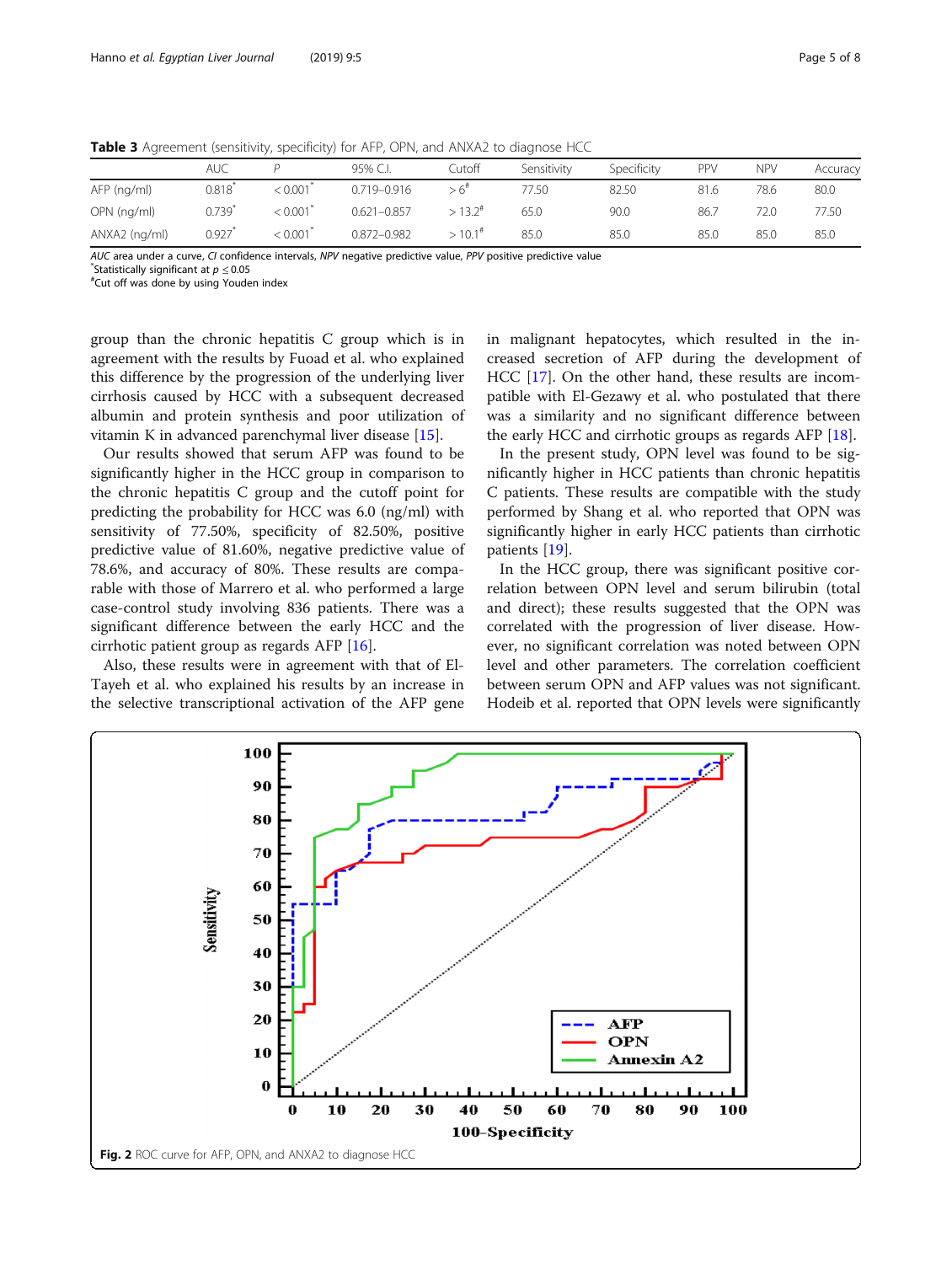**Table 3** Agreement (sensitivity, specificity) for AFP, OPN, and ANXA2 to diagnose HCC

| | AUC | P | 95% C.I. | Cutoff | Sensitivity | Specificity | PPV | NPV | Accuracy |
|---|---|---|---|---|---|---|---|---|---|
| AFP (ng/ml) | 0.818* | < 0.001* | 0.719–0.916 | > 6# | 77.50 | 82.50 | 81.6 | 78.6 | 80.0 |
| OPN (ng/ml) | 0.739* | < 0.001* | 0.621–0.857 | > 13.2# | 65.0 | 90.0 | 86.7 | 72.0 | 77.50 |
| ANXA2 (ng/ml) | 0.927* | < 0.001* | 0.872–0.982 | > 10.1# | 85.0 | 85.0 | 85.0 | 85.0 | 85.0 |

*AUC* area under a curve, *CI* confidence intervals, *NPV* negative predictive value, *PPV* positive predictive value
*Statistically significant at $p \leq 0.05$
#Cut off was done by using Youden index

group than the chronic hepatitis C group which is in agreement with the results by Fuoad et al. who explained this difference by the progression of the underlying liver cirrhosis caused by HCC with a subsequent decreased albumin and protein synthesis and poor utilization of vitamin K in advanced parenchymal liver disease [15].

Our results showed that serum AFP was found to be significantly higher in the HCC group in comparison to the chronic hepatitis C group and the cutoff point for predicting the probability for HCC was 6.0 (ng/ml) with sensitivity of 77.50%, specificity of 82.50%, positive predictive value of 81.60%, negative predictive value of 78.6%, and accuracy of 80%. These results are comparable with those of Marrero et al. who performed a large case-control study involving 836 patients. There was a significant difference between the early HCC and the cirrhotic patient group as regards AFP [16].

Also, these results were in agreement with that of El-Tayeh et al. who explained his results by an increase in the selective transcriptional activation of the AFP gene in malignant hepatocytes, which resulted in the increased secretion of AFP during the development of HCC [17]. On the other hand, these results are incompatible with El-Gezawy et al. who postulated that there was a similarity and no significant difference between the early HCC and cirrhotic groups as regards AFP [18].

In the present study, OPN level was found to be significantly higher in HCC patients than chronic hepatitis C patients. These results are compatible with the study performed by Shang et al. who reported that OPN was significantly higher in early HCC patients than cirrhotic patients [19].

In the HCC group, there was significant positive correlation between OPN level and serum bilirubin (total and direct); these results suggested that the OPN was correlated with the progression of liver disease. However, no significant correlation was noted between OPN level and other parameters. The correlation coefficient between serum OPN and AFP values was not significant. Hodeib et al. reported that OPN levels were significantly

**Fig. 2** ROC curve for AFP, OPN, and ANXA2 to diagnose HCC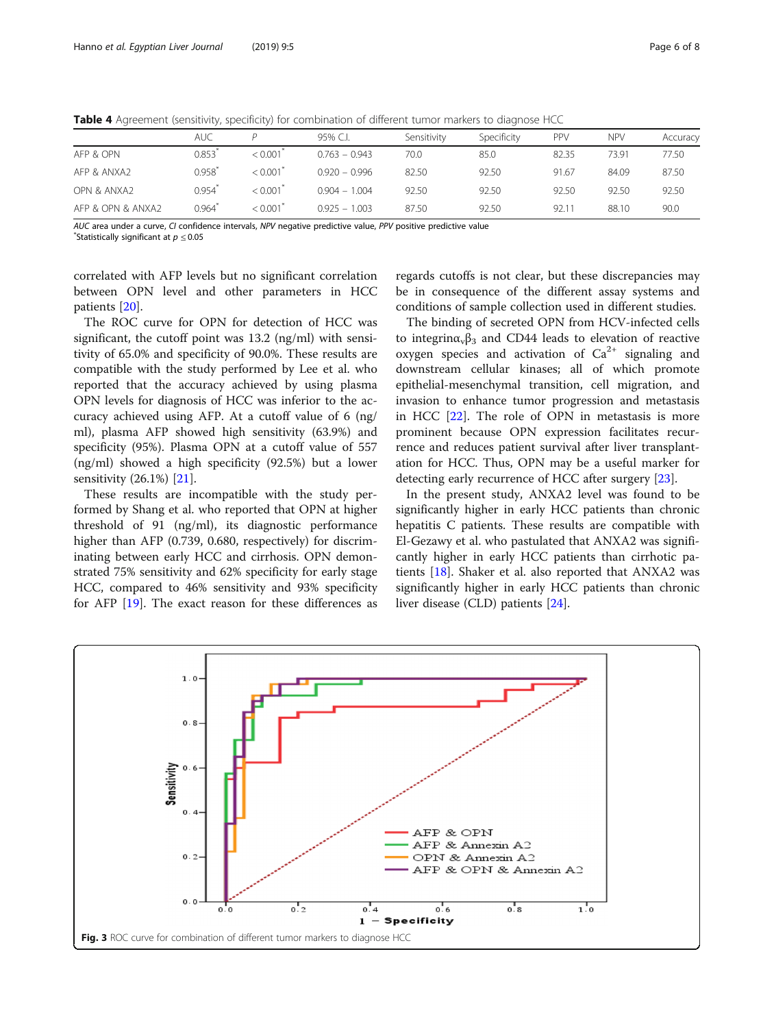**Table 4** Agreement (sensitivity, specificity) for combination of different tumor markers to diagnose HCC

| | AUC | P | 95% C.I. | Sensitivity | Specificity | PPV | NPV | Accuracy |
|---|---|---|---|---|---|---|---|---|
| AFP & OPN | 0.853* | < 0.001* | 0.763 – 0.943 | 70.0 | 85.0 | 82.35 | 73.91 | 77.50 |
| AFP & ANXA2 | 0.958* | < 0.001* | 0.920 – 0.996 | 82.50 | 92.50 | 91.67 | 84.09 | 87.50 |
| OPN & ANXA2 | 0.954* | < 0.001* | 0.904 – 1.004 | 92.50 | 92.50 | 92.50 | 92.50 | 92.50 |
| AFP & OPN & ANXA2 | 0.964* | < 0.001* | 0.925 – 1.003 | 87.50 | 92.50 | 92.11 | 88.10 | 90.0 |

*AUC* area under a curve, *CI* confidence intervals, *NPV* negative predictive value, *PPV* positive predictive value
*Statistically significant at $p \leq 0.05$

correlated with AFP levels but no significant correlation between OPN level and other parameters in HCC patients [20].

The ROC curve for OPN for detection of HCC was significant, the cutoff point was 13.2 (ng/ml) with sensitivity of 65.0% and specificity of 90.0%. These results are compatible with the study performed by Lee et al. who reported that the accuracy achieved by using plasma OPN levels for diagnosis of HCC was inferior to the accuracy achieved using AFP. At a cutoff value of 6 (ng/ml), plasma AFP showed high sensitivity (63.9%) and specificity (95%). Plasma OPN at a cutoff of 557 (ng/ml) showed a high specificity (92.5%) but a lower sensitivity (26.1%) [21].

These results are incompatible with the study performed by Shang et al. who reported that OPN at higher threshold of 91 (ng/ml), its diagnostic performance higher than AFP (0.739, 0.680, respectively) for discriminating between early HCC and cirrhosis. OPN demonstrated 75% sensitivity and 62% specificity for early stage HCC, compared to 46% sensitivity and 93% specificity for AFP [19]. The exact reason for these differences as regards cutoffs is not clear, but these discrepancies may be in consequence of the different assay systems and conditions of sample collection used in different studies.

The binding of secreted OPN from HCV-infected cells to integrin$\alpha_v\beta_3$ and CD44 leads to elevation of reactive oxygen species and activation of $Ca^{2+}$ signaling and downstream cellular kinases; all of which promote epithelial-mesenchymal transition, cell migration, and invasion to enhance tumor progression and metastasis in HCC [22]. The role of OPN in metastasis is more prominent because OPN expression facilitates recurrence and reduces patient survival after liver transplantation for HCC. Thus, OPN may be a useful marker for detecting early recurrence of HCC after surgery [23].

In the present study, ANXA2 level was found to be significantly higher in early HCC patients than chronic hepatitis C patients. These results are compatible with El-Gezawy et al. who pastulated that ANXA2 was significantly higher in early HCC patients than cirrhotic patients [18]. Shaker et al. also reported that ANXA2 was significantly higher in early HCC patients than chronic liver disease (CLD) patients [24].

**Fig. 3** ROC curve for combination of different tumor markers to diagnose HCC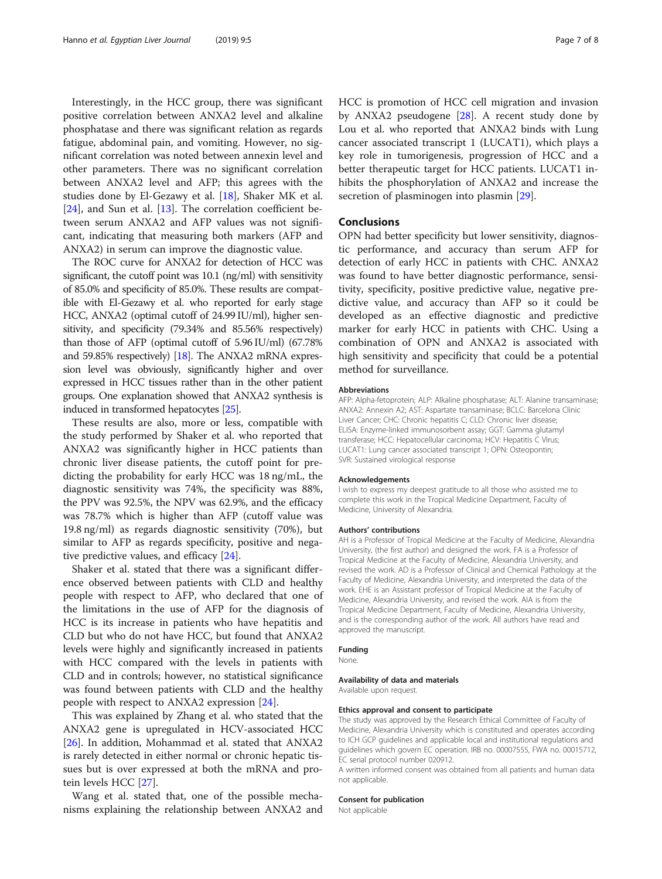Interestingly, in the HCC group, there was significant positive correlation between ANXA2 level and alkaline phosphatase and there was significant relation as regards fatigue, abdominal pain, and vomiting. However, no significant correlation was noted between annexin level and other parameters. There was no significant correlation between ANXA2 level and AFP; this agrees with the studies done by El-Gezawy et al. [18], Shaker MK et al. [24], and Sun et al. [13]. The correlation coefficient between serum ANXA2 and AFP values was not significant, indicating that measuring both markers (AFP and ANXA2) in serum can improve the diagnostic value.

The ROC curve for ANXA2 for detection of HCC was significant, the cutoff point was 10.1 (ng/ml) with sensitivity of 85.0% and specificity of 85.0%. These results are compatible with El-Gezawy et al. who reported for early stage HCC, ANXA2 (optimal cutoff of 24.99 IU/ml), higher sensitivity, and specificity (79.34% and 85.56% respectively) than those of AFP (optimal cutoff of 5.96 IU/ml) (67.78% and 59.85% respectively) [18]. The ANXA2 mRNA expression level was obviously, significantly higher and over expressed in HCC tissues rather than in the other patient groups. One explanation showed that ANXA2 synthesis is induced in transformed hepatocytes [25].

These results are also, more or less, compatible with the study performed by Shaker et al. who reported that ANXA2 was significantly higher in HCC patients than chronic liver disease patients, the cutoff point for predicting the probability for early HCC was 18 ng/mL, the diagnostic sensitivity was 74%, the specificity was 88%, the PPV was 92.5%, the NPV was 62.9%, and the efficacy was 78.7% which is higher than AFP (cutoff value was 19.8 ng/ml) as regards diagnostic sensitivity (70%), but similar to AFP as regards specificity, positive and negative predictive values, and efficacy [24].

Shaker et al. stated that there was a significant difference observed between patients with CLD and healthy people with respect to AFP, who declared that one of the limitations in the use of AFP for the diagnosis of HCC is its increase in patients who have hepatitis and CLD but who do not have HCC, but found that ANXA2 levels were highly and significantly increased in patients with HCC compared with the levels in patients with CLD and in controls; however, no statistical significance was found between patients with CLD and the healthy people with respect to ANXA2 expression [24].

This was explained by Zhang et al. who stated that the ANXA2 gene is upregulated in HCV-associated HCC [26]. In addition, Mohammad et al. stated that ANXA2 is rarely detected in either normal or chronic hepatic tissues but is over expressed at both the mRNA and protein levels HCC [27].

Wang et al. stated that, one of the possible mechanisms explaining the relationship between ANXA2 and HCC is promotion of HCC cell migration and invasion by ANXA2 pseudogene [28]. A recent study done by Lou et al. who reported that ANXA2 binds with Lung cancer associated transcript 1 (LUCAT1), which plays a key role in tumorigenesis, progression of HCC and a better therapeutic target for HCC patients. LUCAT1 inhibits the phosphorylation of ANXA2 and increase the secretion of plasminogen into plasmin [29].

## Conclusions

OPN had better specificity but lower sensitivity, diagnostic performance, and accuracy than serum AFP for detection of early HCC in patients with CHC. ANXA2 was found to have better diagnostic performance, sensitivity, specificity, positive predictive value, negative predictive value, and accuracy than AFP so it could be developed as an effective diagnostic and predictive marker for early HCC in patients with CHC. Using a combination of OPN and ANXA2 is associated with high sensitivity and specificity that could be a potential method for surveillance.

#### Abbreviations

AFP: Alpha-fetoprotein; ALP: Alkaline phosphatase; ALT: Alanine transaminase; ANXA2: Annexin A2; AST: Aspartate transaminase; BCLC: Barcelona Clinic Liver Cancer; CHC: Chronic hepatitis C; CLD: Chronic liver disease; ELISA: Enzyme-linked immunosorbent assay; GGT: Gamma glutamyl transferase; HCC: Hepatocellular carcinoma; HCV: Hepatitis C Virus; LUCAT1: Lung cancer associated transcript 1; OPN: Osteopontin; SVR: Sustained virological response

#### Acknowledgements

I wish to express my deepest gratitude to all those who assisted me to complete this work in the Tropical Medicine Department, Faculty of Medicine, University of Alexandria.

#### Authors' contributions

AH is a Professor of Tropical Medicine at the Faculty of Medicine, Alexandria University, (the first author) and designed the work. FA is a Professor of Tropical Medicine at the Faculty of Medicine, Alexandria University, and revised the work. AD is a Professor of Clinical and Chemical Pathology at the Faculty of Medicine, Alexandria University, and interpreted the data of the work. EHE is an Assistant professor of Tropical Medicine at the Faculty of Medicine, Alexandria University, and revised the work. AIA is from the Tropical Medicine Department, Faculty of Medicine, Alexandria University, and is the corresponding author of the work. All authors have read and approved the manuscript.

#### Funding

None.

#### Availability of data and materials

Available upon request.

#### Ethics approval and consent to participate

The study was approved by the Research Ethical Committee of Faculty of Medicine, Alexandria University which is constituted and operates according to ICH GCP guidelines and applicable local and institutional regulations and guidelines which govern EC operation. IRB no. 00007555, FWA no. 00015712, EC serial protocol number 020912.

A written informed consent was obtained from all patients and human data not applicable.

#### Consent for publication

Not applicable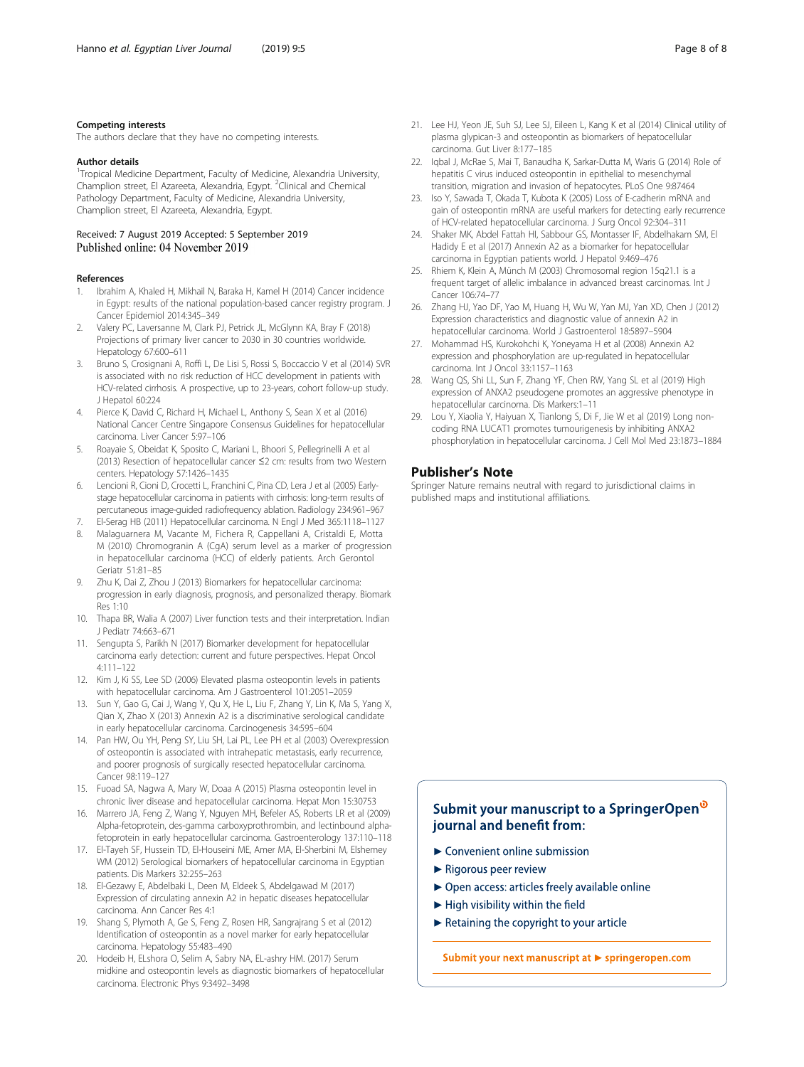#### Competing interests

The authors declare that they have no competing interests.

#### Author details

[1]Tropical Medicine Department, Faculty of Medicine, Alexandria University, Champlion street, El Azareeta, Alexandria, Egypt. [2]Clinical and Chemical Pathology Department, Faculty of Medicine, Alexandria University, Champlion street, El Azareeta, Alexandria, Egypt.

Received: 7 August 2019 Accepted: 5 September 2019
Published online: 04 November 2019

#### References

1. Ibrahim A, Khaled H, Mikhail N, Baraka H, Kamel H (2014) Cancer incidence in Egypt: results of the national population-based cancer registry program. J Cancer Epidemiol 2014:345–349
2. Valery PC, Laversanne M, Clark PJ, Petrick JL, McGlynn KA, Bray F (2018) Projections of primary liver cancer to 2030 in 30 countries worldwide. Hepatology 67:600–611
3. Bruno S, Crosignani A, Roffi L, De Lisi S, Rossi S, Boccaccio V et al (2014) SVR is associated with no risk reduction of HCC development in patients with HCV-related cirrhosis. A prospective, up to 23-years, cohort follow-up study. J Hepatol 60:224
4. Pierce K, David C, Richard H, Michael L, Anthony S, Sean X et al (2016) National Cancer Centre Singapore Consensus Guidelines for hepatocellular carcinoma. Liver Cancer 5:97–106
5. Roayaie S, Obeidat K, Sposito C, Mariani L, Bhoori S, Pellegrinelli A et al (2013) Resection of hepatocellular cancer ≤2 cm: results from two Western centers. Hepatology 57:1426–1435
6. Lencioni R, Cioni D, Crocetti L, Franchini C, Pina CD, Lera J et al (2005) Early-stage hepatocellular carcinoma in patients with cirrhosis: long-term results of percutaneous image-guided radiofrequency ablation. Radiology 234:961–967
7. El-Serag HB (2011) Hepatocellular carcinoma. N Engl J Med 365:1118–1127
8. Malaguarnera M, Vacante M, Fichera R, Cappellani A, Cristaldi E, Motta M (2010) Chromogranin A (CgA) serum level as a marker of progression in hepatocellular carcinoma (HCC) of elderly patients. Arch Gerontol Geriatr 51:81–85
9. Zhu K, Dai Z, Zhou J (2013) Biomarkers for hepatocellular carcinoma: progression in early diagnosis, prognosis, and personalized therapy. Biomark Res 1:10
10. Thapa BR, Walia A (2007) Liver function tests and their interpretation. Indian J Pediatr 74:663–671
11. Sengupta S, Parikh N (2017) Biomarker development for hepatocellular carcinoma early detection: current and future perspectives. Hepat Oncol 4:111–122
12. Kim J, Ki SS, Lee SD (2006) Elevated plasma osteopontin levels in patients with hepatocellular carcinoma. Am J Gastroenterol 101:2051–2059
13. Sun Y, Gao G, Cai J, Wang Y, Qu X, He L, Liu F, Zhang Y, Lin K, Ma S, Yang X, Qian X, Zhao X (2013) Annexin A2 is a discriminative serological candidate in early hepatocellular carcinoma. Carcinogenesis 34:595–604
14. Pan HW, Ou YH, Peng SY, Liu SH, Lai PL, Lee PH et al (2003) Overexpression of osteopontin is associated with intrahepatic metastasis, early recurrence, and poorer prognosis of surgically resected hepatocellular carcinoma. Cancer 98:119–127
15. Fuoad SA, Nagwa A, Mary W, Doaa A (2015) Plasma osteopontin level in chronic liver disease and hepatocellular carcinoma. Hepat Mon 15:30753
16. Marrero JA, Feng Z, Wang Y, Nguyen MH, Befeler AS, Roberts LR et al (2009) Alpha-fetoprotein, des-gamma carboxyprothrombin, and lectinbound alpha-fetoprotein in early hepatocellular carcinoma. Gastroenterology 137:110–118
17. El-Tayeh SF, Hussein TD, El-Houseini ME, Amer MA, El-Sherbini M, Elshemey WM (2012) Serological biomarkers of hepatocellular carcinoma in Egyptian patients. Dis Markers 32:255–263
18. El-Gezawy E, Abdelbaki L, Deen M, Eldeek S, Abdelgawad M (2017) Expression of circulating annexin A2 in hepatic diseases hepatocellular carcinoma. Ann Cancer Res 4:1
19. Shang S, Plymoth A, Ge S, Feng Z, Rosen HR, Sangrajrang S et al (2012) Identification of osteopontin as a novel marker for early hepatocellular carcinoma. Hepatology 55:483–490
20. Hodeib H, ELshora O, Selim A, Sabry NA, EL-ashry HM. (2017) Serum midkine and osteopontin levels as diagnostic biomarkers of hepatocellular carcinoma. Electronic Phys 9:3492–3498
21. Lee HJ, Yeon JE, Suh SJ, Lee SJ, Eileen L, Kang K et al (2014) Clinical utility of plasma glypican-3 and osteopontin as biomarkers of hepatocellular carcinoma. Gut Liver 8:177–185
22. Iqbal J, McRae S, Mai T, Banaudha K, Sarkar-Dutta M, Waris G (2014) Role of hepatitis C virus induced osteopontin in epithelial to mesenchymal transition, migration and invasion of hepatocytes. PLoS One 9:87464
23. Iso Y, Sawada T, Okada T, Kubota K (2005) Loss of E-cadherin mRNA and gain of osteopontin mRNA are useful markers for detecting early recurrence of HCV-related hepatocellular carcinoma. J Surg Oncol 92:304–311
24. Shaker MK, Abdel Fattah HI, Sabbour GS, Montasser IF, Abdelhakam SM, El Hadidy E et al (2017) Annexin A2 as a biomarker for hepatocellular carcinoma in Egyptian patients world. J Hepatol 9:469–476
25. Rhiem K, Klein A, Münch M (2003) Chromosomal region 15q21.1 is a frequent target of allelic imbalance in advanced breast carcinomas. Int J Cancer 106:74–77
26. Zhang HJ, Yao DF, Yao M, Huang H, Wu W, Yan MJ, Yan XD, Chen J (2012) Expression characteristics and diagnostic value of annexin A2 in hepatocellular carcinoma. World J Gastroenterol 18:5897–5904
27. Mohammad HS, Kurokohchi K, Yoneyama H et al (2008) Annexin A2 expression and phosphorylation are up-regulated in hepatocellular carcinoma. Int J Oncol 33:1157–1163
28. Wang QS, Shi LL, Sun F, Zhang YF, Chen RW, Yang SL et al (2019) High expression of ANXA2 pseudogene promotes an aggressive phenotype in hepatocellular carcinoma. Dis Markers:1–11
29. Lou Y, Xiaolia Y, Haiyuan X, Tianlong S, Di F, Jie W et al (2019) Long non-coding RNA LUCAT1 promotes tumourigenesis by inhibiting ANXA2 phosphorylation in hepatocellular carcinoma. J Cell Mol Med 23:1873–1884

### Publisher's Note

Springer Nature remains neutral with regard to jurisdictional claims in published maps and institutional affiliations.

**Submit your manuscript to a SpringerOpen journal and benefit from:**

- ► Convenient online submission
- ► Rigorous peer review
- ► Open access: articles freely available online
- ► High visibility within the field
- ► Retaining the copyright to your article

**Submit your next manuscript at ► springeropen.com**